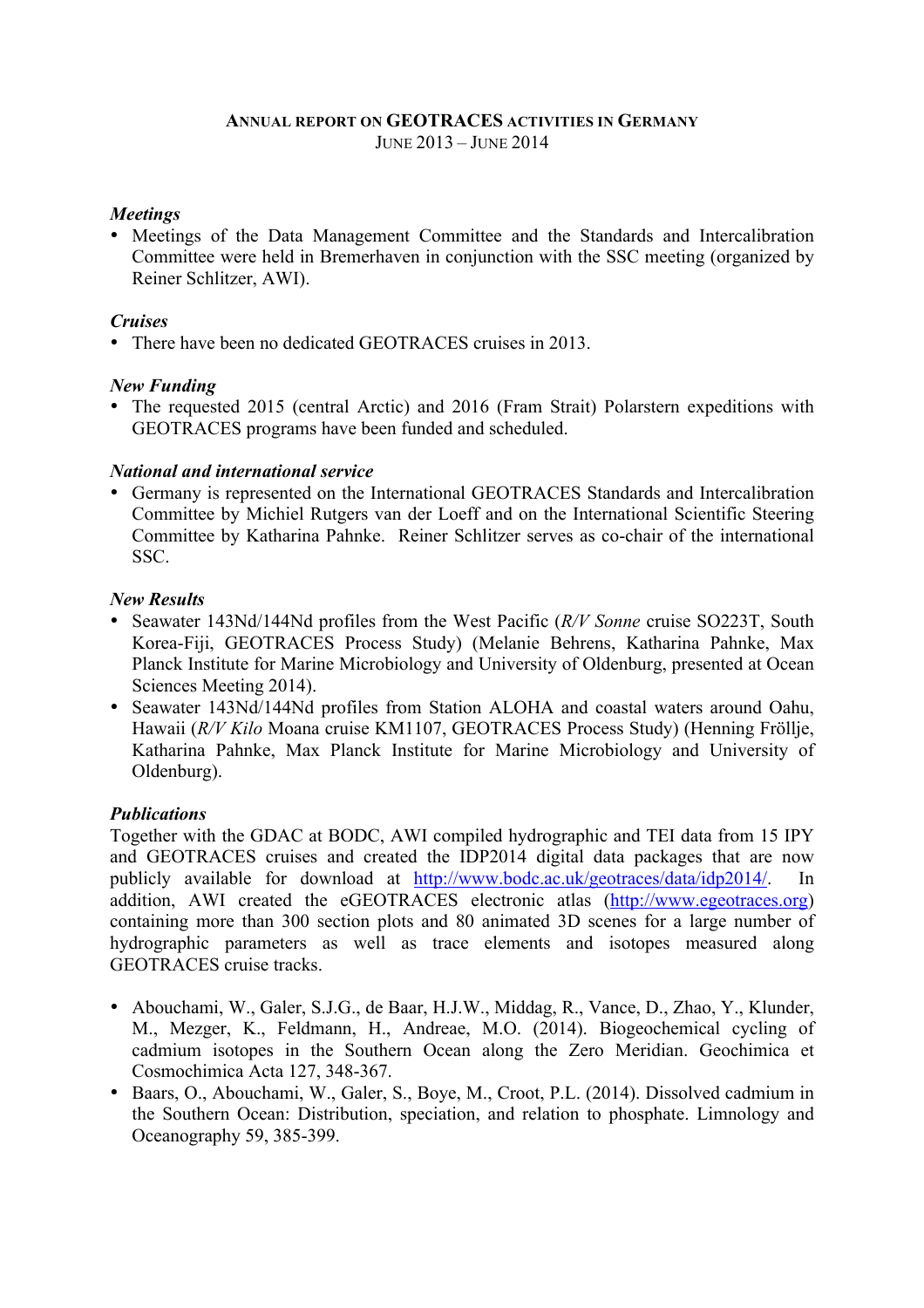# ANNUAL REPORT ON GEOTRACES ACTIVITIES IN GERMANY

JUNE 2013 – JUNE 2014

***Meetings***

- Meetings of the Data Management Committee and the Standards and Intercalibration Committee were held in Bremerhaven in conjunction with the SSC meeting (organized by Reiner Schlitzer, AWI).

***Cruises***

- There have been no dedicated GEOTRACES cruises in 2013.

***New Funding***

- The requested 2015 (central Arctic) and 2016 (Fram Strait) Polarstern expeditions with GEOTRACES programs have been funded and scheduled.

***National and international service***

- Germany is represented on the International GEOTRACES Standards and Intercalibration Committee by Michiel Rutgers van der Loeff and on the International Scientific Steering Committee by Katharina Pahnke. Reiner Schlitzer serves as co-chair of the international SSC.

***New Results***

- Seawater 143Nd/144Nd profiles from the West Pacific (*R/V Sonne* cruise SO223T, South Korea-Fiji, GEOTRACES Process Study) (Melanie Behrens, Katharina Pahnke, Max Planck Institute for Marine Microbiology and University of Oldenburg, presented at Ocean Sciences Meeting 2014).
- Seawater 143Nd/144Nd profiles from Station ALOHA and coastal waters around Oahu, Hawaii (*R/V Kilo* Moana cruise KM1107, GEOTRACES Process Study) (Henning Fröllje, Katharina Pahnke, Max Planck Institute for Marine Microbiology and University of Oldenburg).

***Publications***

Together with the GDAC at BODC, AWI compiled hydrographic and TEI data from 15 IPY and GEOTRACES cruises and created the IDP2014 digital data packages that are now publicly available for download at http://www.bodc.ac.uk/geotraces/data/idp2014/. In addition, AWI created the eGEOTRACES electronic atlas (http://www.egeotraces.org) containing more than 300 section plots and 80 animated 3D scenes for a large number of hydrographic parameters as well as trace elements and isotopes measured along GEOTRACES cruise tracks.

- Abouchami, W., Galer, S.J.G., de Baar, H.J.W., Middag, R., Vance, D., Zhao, Y., Klunder, M., Mezger, K., Feldmann, H., Andreae, M.O. (2014). Biogeochemical cycling of cadmium isotopes in the Southern Ocean along the Zero Meridian. Geochimica et Cosmochimica Acta 127, 348-367.
- Baars, O., Abouchami, W., Galer, S., Boye, M., Croot, P.L. (2014). Dissolved cadmium in the Southern Ocean: Distribution, speciation, and relation to phosphate. Limnology and Oceanography 59, 385-399.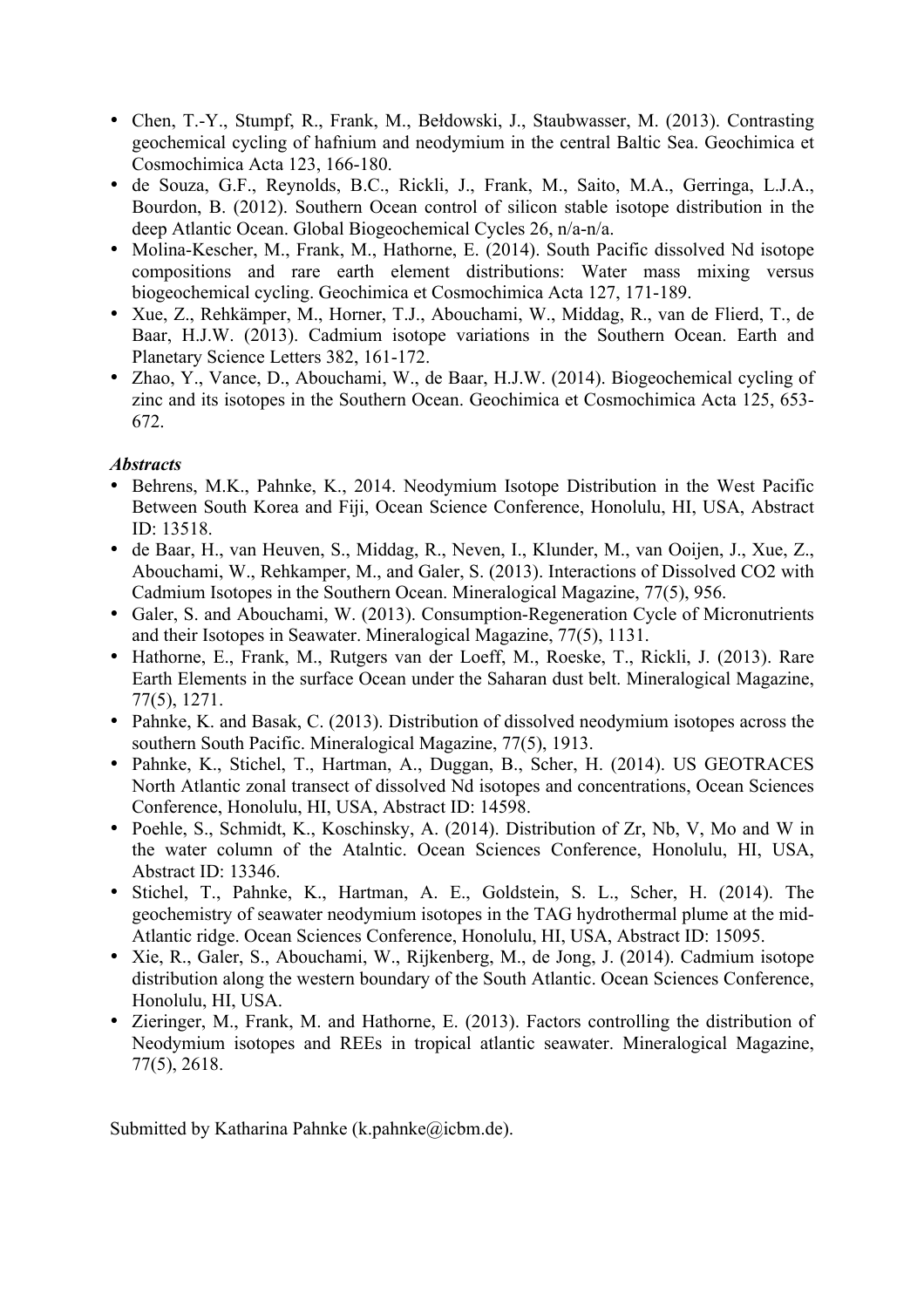- Chen, T.-Y., Stumpf, R., Frank, M., Bełdowski, J., Staubwasser, M. (2013). Contrasting geochemical cycling of hafnium and neodymium in the central Baltic Sea. Geochimica et Cosmochimica Acta 123, 166-180.
- de Souza, G.F., Reynolds, B.C., Rickli, J., Frank, M., Saito, M.A., Gerringa, L.J.A., Bourdon, B. (2012). Southern Ocean control of silicon stable isotope distribution in the deep Atlantic Ocean. Global Biogeochemical Cycles 26, n/a-n/a.
- Molina-Kescher, M., Frank, M., Hathorne, E. (2014). South Pacific dissolved Nd isotope compositions and rare earth element distributions: Water mass mixing versus biogeochemical cycling. Geochimica et Cosmochimica Acta 127, 171-189.
- Xue, Z., Rehkämper, M., Horner, T.J., Abouchami, W., Middag, R., van de Flierd, T., de Baar, H.J.W. (2013). Cadmium isotope variations in the Southern Ocean. Earth and Planetary Science Letters 382, 161-172.
- Zhao, Y., Vance, D., Abouchami, W., de Baar, H.J.W. (2014). Biogeochemical cycling of zinc and its isotopes in the Southern Ocean. Geochimica et Cosmochimica Acta 125, 653-672.

***Abstracts***

- Behrens, M.K., Pahnke, K., 2014. Neodymium Isotope Distribution in the West Pacific Between South Korea and Fiji, Ocean Science Conference, Honolulu, HI, USA, Abstract ID: 13518.
- de Baar, H., van Heuven, S., Middag, R., Neven, I., Klunder, M., van Ooijen, J., Xue, Z., Abouchami, W., Rehkamper, M., and Galer, S. (2013). Interactions of Dissolved CO2 with Cadmium Isotopes in the Southern Ocean. Mineralogical Magazine, 77(5), 956.
- Galer, S. and Abouchami, W. (2013). Consumption-Regeneration Cycle of Micronutrients and their Isotopes in Seawater. Mineralogical Magazine, 77(5), 1131.
- Hathorne, E., Frank, M., Rutgers van der Loeff, M., Roeske, T., Rickli, J. (2013). Rare Earth Elements in the surface Ocean under the Saharan dust belt. Mineralogical Magazine, 77(5), 1271.
- Pahnke, K. and Basak, C. (2013). Distribution of dissolved neodymium isotopes across the southern South Pacific. Mineralogical Magazine, 77(5), 1913.
- Pahnke, K., Stichel, T., Hartman, A., Duggan, B., Scher, H. (2014). US GEOTRACES North Atlantic zonal transect of dissolved Nd isotopes and concentrations, Ocean Sciences Conference, Honolulu, HI, USA, Abstract ID: 14598.
- Poehle, S., Schmidt, K., Koschinsky, A. (2014). Distribution of Zr, Nb, V, Mo and W in the water column of the Atalntic. Ocean Sciences Conference, Honolulu, HI, USA, Abstract ID: 13346.
- Stichel, T., Pahnke, K., Hartman, A. E., Goldstein, S. L., Scher, H. (2014). The geochemistry of seawater neodymium isotopes in the TAG hydrothermal plume at the mid-Atlantic ridge. Ocean Sciences Conference, Honolulu, HI, USA, Abstract ID: 15095.
- Xie, R., Galer, S., Abouchami, W., Rijkenberg, M., de Jong, J. (2014). Cadmium isotope distribution along the western boundary of the South Atlantic. Ocean Sciences Conference, Honolulu, HI, USA.
- Zieringer, M., Frank, M. and Hathorne, E. (2013). Factors controlling the distribution of Neodymium isotopes and REEs in tropical atlantic seawater. Mineralogical Magazine, 77(5), 2618.

Submitted by Katharina Pahnke (k.pahnke@icbm.de).